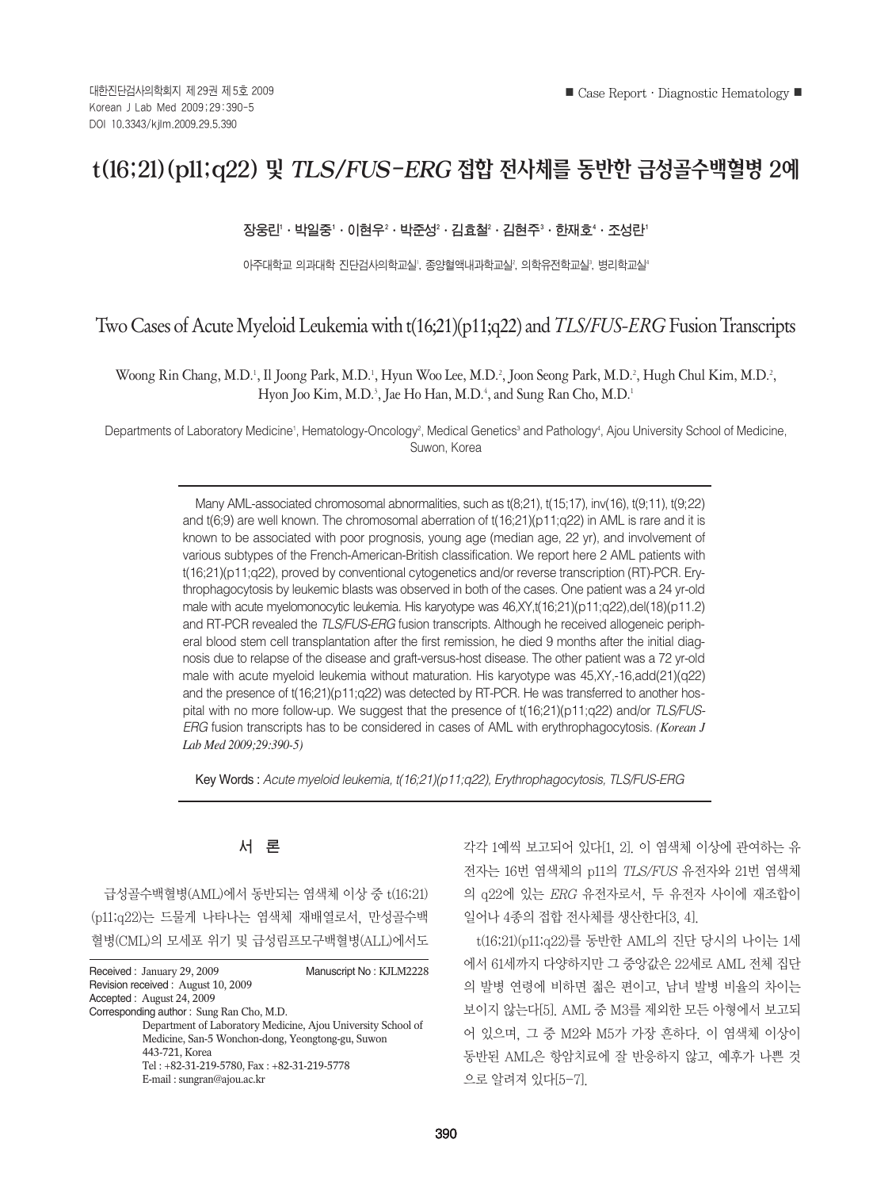# t(16;21)(p11;q22) 및 *TLS/FUS-ERG* 접합 전사체를 동반한 급성골수백혈병 2예

장웅린[1] · 박일중[1] · 이현우[2] · 박준성[2] · 김효철[2] · 김현주[3] · 한재호[4] · 조성란[1]

아주대학교 의과대학 진단검사의학교실[1], 종양혈액내과학교실[2], 의학유전학교실[3], 병리학교실[4]

# Two Cases of Acute Myeloid Leukemia with t(16;21)(p11;q22) and *TLS/FUS-ERG* Fusion Transcripts

Woong Rin Chang, M.D.[1], Il Joong Park, M.D.[1], Hyun Woo Lee, M.D.[2], Joon Seong Park, M.D.[2], Hugh Chul Kim, M.D.[2], Hyon Joo Kim, M.D.[3], Jae Ho Han, M.D.[4], and Sung Ran Cho, M.D.[1]

Departments of Laboratory Medicine[1], Hematology-Oncology[2], Medical Genetics[3] and Pathology[4], Ajou University School of Medicine, Suwon, Korea

Many AML-associated chromosomal abnormalities, such as t(8;21), t(15;17), inv(16), t(9;11), t(9;22) and t(6;9) are well known. The chromosomal aberration of t(16;21)(p11;q22) in AML is rare and it is known to be associated with poor prognosis, young age (median age, 22 yr), and involvement of various subtypes of the French-American-British classification. We report here 2 AML patients with t(16;21)(p11;q22), proved by conventional cytogenetics and/or reverse transcription (RT)-PCR. Erythrophagocytosis by leukemic blasts was observed in both of the cases. One patient was a 24 yr-old male with acute myelomonocytic leukemia. His karyotype was 46,XY,t(16;21)(p11;q22),del(18)(p11.2) and RT-PCR revealed the *TLS/FUS-ERG* fusion transcripts. Although he received allogeneic peripheral blood stem cell transplantation after the first remission, he died 9 months after the initial diagnosis due to relapse of the disease and graft-versus-host disease. The other patient was a 72 yr-old male with acute myeloid leukemia without maturation. His karyotype was 45,XY,-16,add(21)(q22) and the presence of t(16;21)(p11;q22) was detected by RT-PCR. He was transferred to another hospital with no more follow-up. We suggest that the presence of t(16;21)(p11;q22) and/or *TLS/FUS-ERG* fusion transcripts has to be considered in cases of AML with erythrophagocytosis. *(Korean J Lab Med 2009;29:390-5)*

Key Words : *Acute myeloid leukemia, t(16;21)(p11;q22), Erythrophagocytosis, TLS/FUS-ERG*

## 서 론

급성골수백혈병(AML)에서 동반되는 염색체 이상 중 t(16;21)(p11;q22)는 드물게 나타나는 염색체 재배열로서, 만성골수백혈병(CML)의 모세포 위기 및 급성림프모구백혈병(ALL)에서도 각각 1예씩 보고되어 있다[1, 2]. 이 염색체 이상에 관여하는 유전자는 16번 염색체의 p11의 *TLS/FUS* 유전자와 21번 염색체의 q22에 있는 *ERG* 유전자로서, 두 유전자 사이에 재조합이 일어나 4종의 접합 전사체를 생산한다[3, 4].

t(16;21)(p11;q22)를 동반한 AML의 진단 당시의 나이는 1세에서 61세까지 다양하지만 그 중앙값은 22세로 AML 전체 집단의 발병 연령에 비하면 젊은 편이고, 남녀 발병 비율의 차이는 보이지 않는다[5]. AML 중 M3를 제외한 모든 아형에서 보고되어 있으며, 그 중 M2와 M5가 가장 흔하다. 이 염색체 이상이 동반된 AML은 항암치료에 잘 반응하지 않고, 예후가 나쁜 것으로 알려져 있다[5-7].

Received : January 29, 2009 Manuscript No : KJLM2228
Revision received : August 10, 2009
Accepted : August 24, 2009
Corresponding author : Sung Ran Cho, M.D.
Department of Laboratory Medicine, Ajou University School of Medicine, San-5 Wonchon-dong, Yeongtong-gu, Suwon 443-721, Korea
Tel : +82-31-219-5780, Fax : +82-31-219-5778
E-mail : sungran@ajou.ac.kr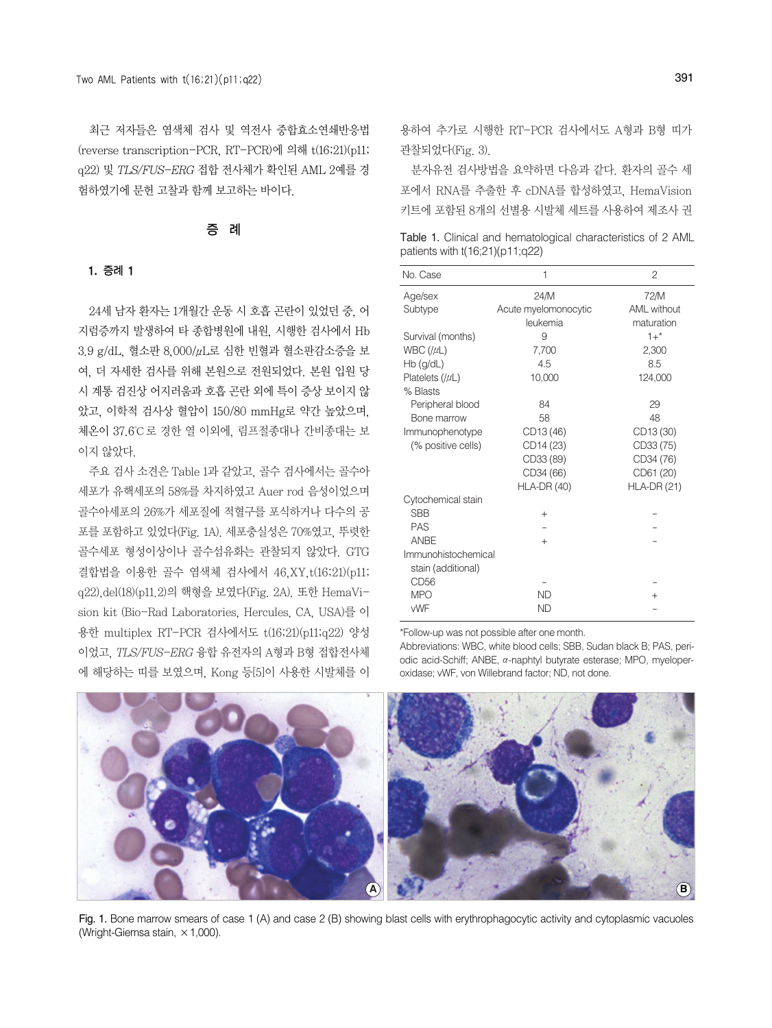최근 저자들은 염색체 검사 및 역전사 중합효소연쇄반응법(reverse transcription-PCR, RT-PCR)에 의해 t(16;21)(p11;q22) 및 *TLS/FUS-ERG* 접합 전사체가 확인된 AML 2예를 경험하였기에 문헌 고찰과 함께 보고하는 바이다.

## 증 례

### 1. 증례 1

24세 남자 환자는 1개월간 운동 시 호흡 곤란이 있었던 중, 어지럼증까지 발생하여 타 종합병원에 내원, 시행한 검사에서 Hb 3.9 g/dL, 혈소판 8,000/μL로 심한 빈혈과 혈소판감소증을 보여, 더 자세한 검사를 위해 본원으로 전원되었다. 본원 입원 당시 계통 검진상 어지러움과 호흡 곤란 외에 특이 증상 보이지 않았고, 이학적 검사상 혈압이 150/80 mmHg로 약간 높았으며, 체온이 37.6℃로 경한 열 이외에, 림프절종대나 간비종대는 보이지 않았다.

주요 검사 소견은 Table 1과 같았고, 골수 검사에서는 골수아세포가 유핵세포의 58%를 차지하였고 Auer rod 음성이었으며 골수아세포의 26%가 세포질에 적혈구를 포식하거나 다수의 공포를 포함하고 있었다(Fig. 1A). 세포충실성은 70%였고, 뚜렷한 골수세포 형성이상이나 골수섬유화는 관찰되지 않았다. GTG 결합법을 이용한 골수 염색체 검사에서 46,XY,t(16;21)(p11;q22),del(18)(p11.2)의 핵형을 보였다(Fig. 2A). 또한 HemaVision kit (Bio-Rad Laboratories, Hercules, CA, USA)를 이용한 multiplex RT-PCR 검사에서도 t(16;21)(p11;q22) 양성이었고, *TLS/FUS-ERG* 융합 유전자의 A형과 B형 접합전사체에 해당하는 띠를 보였으며, Kong 등[5]이 사용한 시발체를 이용하여 추가로 시행한 RT-PCR 검사에서도 A형과 B형 띠가 관찰되었다(Fig. 3).

분자유전 검사방법을 요약하면 다음과 같다. 환자의 골수 세포에서 RNA를 추출한 후 cDNA를 합성하였고, HemaVision 키트에 포함된 8개의 선별용 시발체 세트를 사용하여 제조사 권

Table 1. Clinical and hematological characteristics of 2 AML patients with t(16;21)(p11;q22)

| No. Case | 1 | 2 |
|---|---|---|
| Age/sex | 24/M | 72/M |
| Subtype | Acute myelomonocytic leukemia | AML without maturation |
| Survival (months) | 9 | 1+* |
| WBC (/μL) | 7,700 | 2,300 |
| Hb (g/dL) | 4.5 | 8.5 |
| Platelets (/μL) | 10,000 | 124,000 |
| % Blasts | | |
| Peripheral blood | 84 | 29 |
| Bone marrow | 58 | 48 |
| Immunophenotype (% positive cells) | CD13 (46)<br>CD14 (23)<br>CD33 (89)<br>CD34 (66)<br>HLA-DR (40) | CD13 (30)<br>CD33 (75)<br>CD34 (76)<br>CD61 (20)<br>HLA-DR (21) |
| Cytochemical stain | | |
| SBB | + | − |
| PAS | − | − |
| ANBE | + | − |
| Immunohistochemical stain (additional) | | |
| CD56 | − | − |
| MPO | ND | + |
| vWF | ND | − |

*Follow-up was not possible after one month.
Abbreviations: WBC, white blood cells; SBB, Sudan black B; PAS, periodic acid-Schiff; ANBE, α-naphtyl butyrate esterase; MPO, myeloperoxidase; vWF, von Willebrand factor; ND, not done.

Fig. 1. Bone marrow smears of case 1 (A) and case 2 (B) showing blast cells with erythrophagocytic activity and cytoplasmic vacuoles (Wright-Giemsa stain, ×1,000).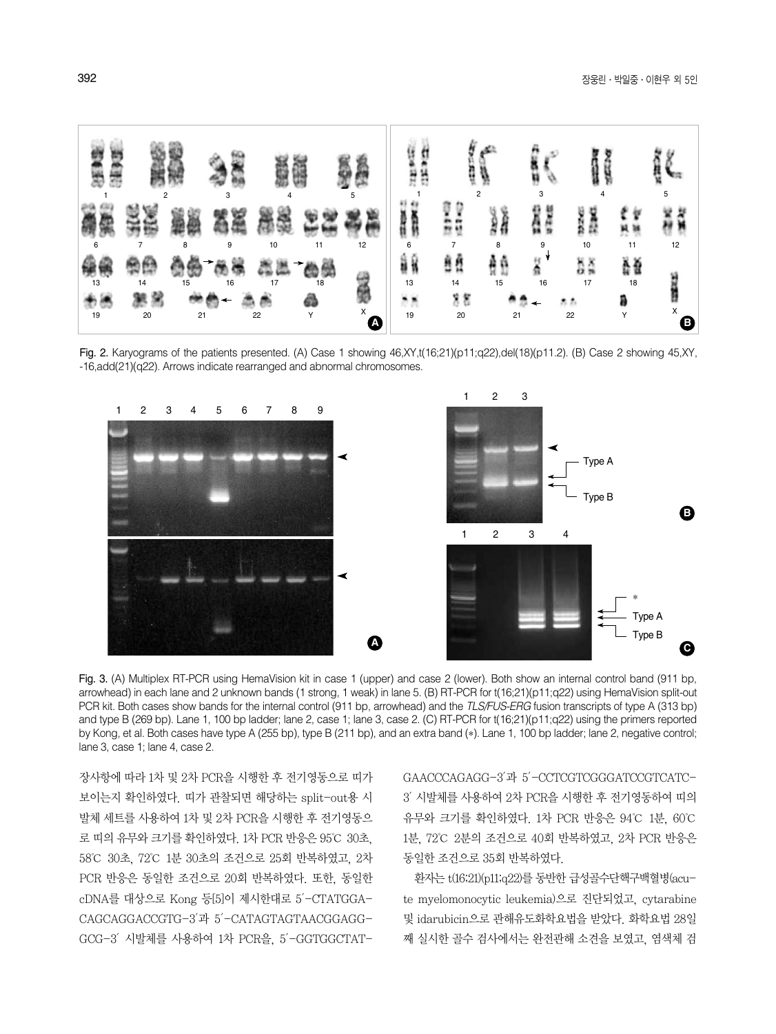Fig. 2. Karyograms of the patients presented. (A) Case 1 showing 46,XY,t(16;21)(p11;q22),del(18)(p11.2). (B) Case 2 showing 45,XY,-16,add(21)(q22). Arrows indicate rearranged and abnormal chromosomes.

Fig. 3. (A) Multiplex RT-PCR using HemaVision kit in case 1 (upper) and case 2 (lower). Both show an internal control band (911 bp, arrowhead) in each lane and 2 unknown bands (1 strong, 1 weak) in lane 5. (B) RT-PCR for t(16;21)(p11;q22) using HemaVision split-out PCR kit. Both cases show bands for the internal control (911 bp, arrowhead) and the *TLS/FUS-ERG* fusion transcripts of type A (313 bp) and type B (269 bp). Lane 1, 100 bp ladder; lane 2, case 1; lane 3, case 2. (C) RT-PCR for t(16;21)(p11;q22) using the primers reported by Kong, et al. Both cases have type A (255 bp), type B (211 bp), and an extra band (*). Lane 1, 100 bp ladder; lane 2, negative control; lane 3, case 1; lane 4, case 2.

장사항에 따라 1차 및 2차 PCR을 시행한 후 전기영동으로 띠가 보이는지 확인하였다. 띠가 관찰되면 해당하는 split-out용 시발체 세트를 사용하여 1차 및 2차 PCR을 시행한 후 전기영동으로 띠의 유무와 크기를 확인하였다. 1차 PCR 반응은 95℃ 30초, 58℃ 30초, 72℃ 1분 30초의 조건으로 25회 반복하였고, 2차 PCR 반응은 동일한 조건으로 20회 반복하였다. 또한, 동일한 cDNA를 대상으로 Kong 등[5]이 제시한대로 5′-CTATGGA-CAGCAGGACCGTG-3′과 5′-CATAGTAGTAACGGAGG-GCG-3′ 시발체를 사용하여 1차 PCR을, 5′-GGTGGCTAT-GAACCCAGAGG-3′과 5′-CCTCGTCGGGATCCGTCATC-3′ 시발체를 사용하여 2차 PCR을 시행한 후 전기영동하여 띠의 유무와 크기를 확인하였다. 1차 PCR 반응은 94℃ 1분, 60℃ 1분, 72℃ 2분의 조건으로 40회 반복하였고, 2차 PCR 반응은 동일한 조건으로 35회 반복하였다.

환자는 t(16;21)(p11;q22)를 동반한 급성골수단핵구백혈병(acute myelomonocytic leukemia)으로 진단되었고, cytarabine 및 idarubicin으로 관해유도화학요법을 받았다. 화학요법 28일째 실시한 골수 검사에서는 완전관해 소견을 보였고, 염색체 검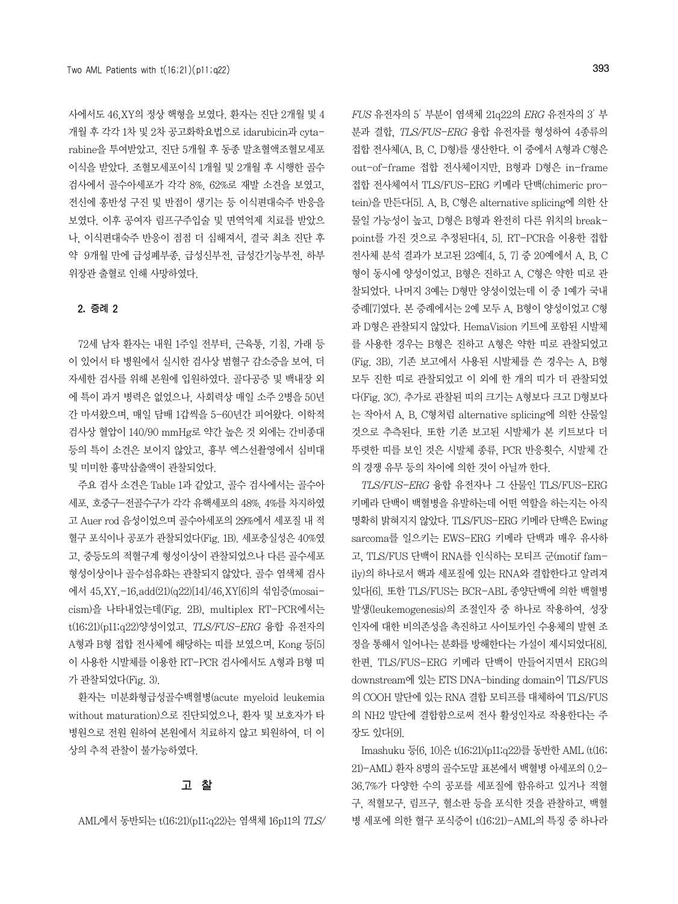사에서도 46,XY의 정상 핵형을 보였다. 환자는 진단 2개월 및 4개월 후 각각 1차 및 2차 공고화학요법으로 idarubicin과 cytarabine을 투여받았고, 진단 5개월 후 동종 말초혈액조혈모세포 이식을 받았다. 조혈모세포이식 1개월 및 2개월 후 시행한 골수 검사에서 골수아세포가 각각 8%, 62%로 재발 소견을 보였고, 전신에 홍반성 구진 및 반점이 생기는 등 이식편대숙주 반응을 보였다. 이후 공여자 림프구주입술 및 면역억제 치료를 받았으나, 이식편대숙주 반응이 점점 더 심해져서, 결국 최초 진단 후 약 9개월 만에 급성폐부종, 급성신부전, 급성간기능부전, 하부 위장관 출혈로 인해 사망하였다.

## 2. 증례 2

72세 남자 환자는 내원 1주일 전부터, 근육통, 기침, 가래 등이 있어서 타 병원에서 실시한 검사상 범혈구 감소증을 보여, 더 자세한 검사를 위해 본원에 입원하였다. 골다공증 및 백내장 외에 특이 과거 병력은 없었으나, 사회력상 매일 소주 2병을 50년간 마셔왔으며, 매일 담배 1갑씩을 5-60년간 피어왔다. 이학적 검사상 혈압이 140/90 mmHg로 약간 높은 것 외에는 간비종대 등의 특이 소견은 보이지 않았고, 흉부 엑스선촬영에서 심비대 및 미미한 흉막삼출액이 관찰되었다.

주요 검사 소견은 Table 1과 같았고, 골수 검사에서는 골수아세포, 호중구-전골수구가 각각 유핵세포의 48%, 4%를 차지하였고 Auer rod 음성이었으며 골수아세포의 29%에서 세포질 내 적혈구 포식이나 공포가 관찰되었다(Fig. 1B). 세포충실성은 40%였고, 중등도의 적혈구계 형성이상이 관찰되었으나 다른 골수세포 형성이상이나 골수섬유화는 관찰되지 않았다. 골수 염색체 검사에서 45,XY,-16,add(21)(q22)[14]/46,XY[6]의 섞임증(mosaicism)을 나타내었는데(Fig. 2B), multiplex RT-PCR에서는 t(16;21)(p11;q22)양성이었고, *TLS/FUS-ERG* 융합 유전자의 A형과 B형 접합 전사체에 해당하는 띠를 보였으며, Kong 등[5]이 사용한 시발체를 이용한 RT-PCR 검사에서도 A형과 B형 띠가 관찰되었다(Fig. 3).

환자는 미분화형급성골수백혈병(acute myeloid leukemia without maturation)으로 진단되었으나, 환자 및 보호자가 타 병원으로 전원 원하여 본원에서 치료하지 않고 퇴원하여, 더 이상의 추적 관찰이 불가능하였다.

# 고 찰

AML에서 동반되는 t(16;21)(p11;q22)는 염색체 16p11의 *TLS/FUS* 유전자의 5′ 부분이 염색체 21q22의 *ERG* 유전자의 3′ 부분과 결합, *TLS/FUS-ERG* 융합 유전자를 형성하여 4종류의 접합 전사체(A, B, C, D형)를 생산한다. 이 중에서 A형과 C형은 out-of-frame 접합 전사체이지만, B형과 D형은 in-frame 접합 전사체여서 TLS/FUS-ERG 키메라 단백(chimeric protein)을 만든다[5]. A, B, C형은 alternative splicing에 의한 산물일 가능성이 높고, D형은 B형과 완전히 다른 위치의 breakpoint를 가진 것으로 추정된다[4, 5]. RT-PCR을 이용한 접합 전사체 분석 결과가 보고된 23예[4, 5, 7] 중 20예에서 A, B, C형이 동시에 양성이었고, B형은 진하고 A, C형은 약한 띠로 관찰되었다. 나머지 3예는 D형만 양성이었는데 이 중 1예가 국내 증례[7]였다. 본 증례에서는 2예 모두 A, B형이 양성이었고 C형과 D형은 관찰되지 않았다. HemaVision 키트에 포함된 시발체를 사용한 경우는 B형은 진하고 A형은 약한 띠로 관찰되었고(Fig. 3B), 기존 보고에서 사용된 시발체를 쓴 경우는 A, B형 모두 진한 띠로 관찰되었고 이 외에 한 개의 띠가 더 관찰되었다(Fig. 3C). 추가로 관찰된 띠의 크기는 A형보다 크고 D형보다는 작아서 A, B, C형처럼 alternative splicing에 의한 산물일 것으로 추측된다. 또한 기존 보고된 시발체가 본 키트보다 더 뚜렷한 띠를 보인 것은 시발체 종류, PCR 반응횟수, 시발체 간의 경쟁 유무 등의 차이에 의한 것이 아닐까 한다.

*TLS/FUS-ERG* 융합 유전자나 그 산물인 TLS/FUS-ERG 키메라 단백이 백혈병을 유발하는데 어떤 역할을 하는지는 아직 명확히 밝혀지지 않았다. TLS/FUS-ERG 키메라 단백은 Ewing sarcoma를 일으키는 EWS-ERG 키메라 단백과 매우 유사하고, TLS/FUS 단백이 RNA를 인식하는 모티프 군(motif family)의 하나로서 핵과 세포질에 있는 RNA와 결합한다고 알려져 있다[6]. 또한 TLS/FUS는 BCR-ABL 종양단백에 의한 백혈병 발생(leukemogenesis)의 조절인자 중 하나로 작용하여, 성장인자에 대한 비의존성을 촉진하고 사이토카인 수용체의 발현 조정을 통해서 일어나는 분화를 방해한다는 가설이 제시되었다[8]. 한편, TLS/FUS-ERG 키메라 단백이 만들어지면서 ERG의 downstream에 있는 ETS DNA-binding domain이 TLS/FUS의 COOH 말단에 있는 RNA 결합 모티프를 대체하여 TLS/FUS의 NH2 말단에 결합함으로써 전사 활성인자로 작용한다는 주장도 있다[9].

Imashuku 등[6, 10]은 t(16;21)(p11;q22)를 동반한 AML (t(16;21)-AML) 환자 8명의 골수도말 표본에서 백혈병 아세포의 0.2-36.7%가 다양한 수의 공포를 세포질에 함유하고 있거나 적혈구, 적혈모구, 림프구, 혈소판 등을 포식한 것을 관찰하고, 백혈병 세포에 의한 혈구 포식증이 t(16;21)-AML의 특징 중 하나라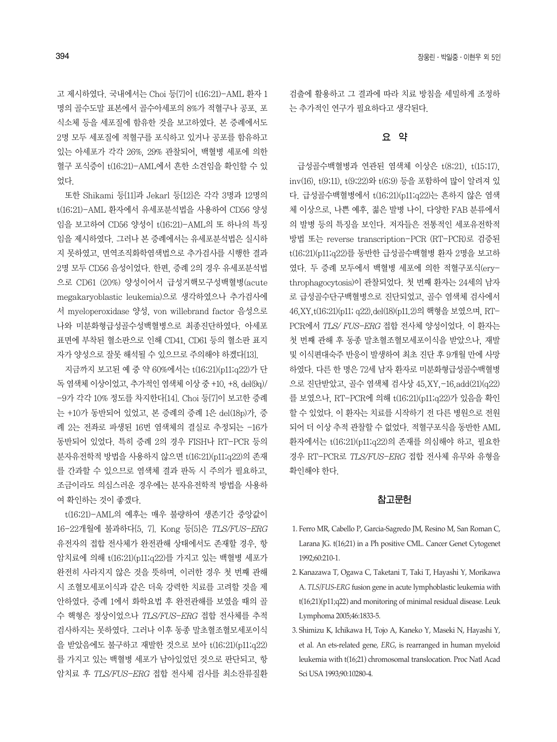고 제시하였다. 국내에서는 Choi 등[7]이 t(16;21)-AML 환자 1명의 골수도말 표본에서 골수아세포의 8%가 적혈구나 공포, 포식소체 등을 세포질에 함유한 것을 보고하였다. 본 증례에서도 2명 모두 세포질에 적혈구를 포식하고 있거나 공포를 함유하고 있는 아세포가 각각 26%, 29% 관찰되어, 백혈병 세포에 의한 혈구 포식증이 t(16;21)-AML에서 흔한 소견임을 확인할 수 있었다.

또한 Shikami 등[11]과 Jekarl 등[12]은 각각 3명과 12명의 t(16;21)-AML 환자에서 유세포분석법을 사용하여 CD56 양성임을 보고하여 CD56 양성이 t(16;21)-AML의 또 하나의 특징임을 제시하였다. 그러나 본 증례에서는 유세포분석법은 실시하지 못하였고, 면역조직화학염색법으로 추가검사를 시행한 결과 2명 모두 CD56 음성이었다. 한편, 증례 2의 경우 유세포분석법으로 CD61 (20%) 양성이어서 급성거핵모구성백혈병(acute megakaryoblastic leukemia)으로 생각하였으나 추가검사에서 myeloperoxidase 양성, von willebrand factor 음성으로 나와 미분화형급성골수성백혈병으로 최종진단하였다. 아세포 표면에 부착된 혈소판으로 인해 CD41, CD61 등의 혈소판 표지자가 양성으로 잘못 해석될 수 있으므로 주의해야 하겠다[13].

지금까지 보고된 예 중 약 60%에서는 t(16;21)(p11;q22)가 단독 염색체 이상이었고, 추가적인 염색체 이상 중 +10, +8, del(9q)/-9가 각각 10% 정도를 차지한다[14]. Choi 등[7]이 보고한 증례는 +10가 동반되어 있었고, 본 증례의 증례 1은 del(18p)가, 증례 2는 전좌로 파생된 16번 염색체의 결실로 추정되는 -16가 동반되어 있었다. 특히 증례 2의 경우 FISH나 RT-PCR 등의 분자유전학적 방법을 사용하지 않으면 t(16;21)(p11;q22)의 존재를 간과할 수 있으므로 염색체 결과 판독 시 주의가 필요하고, 조금이라도 의심스러운 경우에는 분자유전학적 방법을 사용하여 확인하는 것이 좋겠다.

t(16;21)-AML의 예후는 매우 불량하여 생존기간 중앙값이 16-22개월에 불과하다[5, 7]. Kong 등[5]은 *TLS/FUS-ERG* 유전자의 접합 전사체가 완전관해 상태에서도 존재할 경우, 항암치료에 의해 t(16;21)(p11;q22)를 가지고 있는 백혈병 세포가 완전히 사라지지 않은 것을 뜻하며, 이러한 경우 첫 번째 관해 시 조혈모세포이식과 같은 더욱 강력한 치료를 고려할 것을 제안하였다. 증례 1에서 화학요법 후 완전관해를 보였을 때의 골수 핵형은 정상이었으나 *TLS/FUS-ERG* 접합 전사체를 추적 검사하지는 못하였다. 그러나 이후 동종 말초혈조혈모세포이식을 받았음에도 불구하고 재발한 것으로 보아 t(16;21)(p11;q22)를 가지고 있는 백혈병 세포가 남아있었던 것으로 판단되고, 항암치료 후 *TLS/FUS-ERG* 접합 전사체 검사를 최소잔류질환 검출에 활용하고 그 결과에 따라 치료 방침을 세밀하게 조정하는 추가적인 연구가 필요하다고 생각된다.

## 요 약

급성골수백혈병과 연관된 염색체 이상은 t(8;21), t(15;17), inv(16), t(9;11), t(9;22)와 t(6;9) 등을 포함하여 많이 알려져 있다. 급성골수백혈병에서 t(16;21)(p11;q22)는 흔하지 않은 염색체 이상으로, 나쁜 예후, 젊은 발병 나이, 다양한 FAB 분류에서의 발병 등의 특징을 보인다. 저자들은 전통적인 세포유전학적 방법 또는 reverse transcription-PCR (RT-PCR)로 검증된 t(16;21)(p11;q22)를 동반한 급성골수백혈병 환자 2명을 보고하였다. 두 증례 모두에서 백혈병 세포에 의한 적혈구포식(erythrophagocytosis)이 관찰되었다. 첫 번째 환자는 24세의 남자로 급성골수단구백혈병으로 진단되었고, 골수 염색체 검사에서 46,XY,t(16;21)(p11; q22),del(18)(p11.2)의 핵형을 보였으며, RT-PCR에서 *TLS/ FUS-ERG* 접합 전사체 양성이었다. 이 환자는 첫 번째 관해 후 동종 말초혈조혈모세포이식을 받았으나, 재발 및 이식편대숙주 반응이 발생하여 최초 진단 후 9개월 만에 사망하였다. 다른 한 명은 72세 남자 환자로 미분화형급성골수백혈병으로 진단받았고, 골수 염색체 검사상 45,XY,-16,add(21)(q22)를 보였으나, RT-PCR에 의해 t(16;21)(p11;q22)가 있음을 확인할 수 있었다. 이 환자는 치료를 시작하기 전 다른 병원으로 전원되어 더 이상 추적 관찰할 수 없었다. 적혈구포식을 동반한 AML 환자에서는 t(16;21)(p11;q22)의 존재를 의심해야 하고, 필요한 경우 RT-PCR로 *TLS/FUS-ERG* 접합 전사체 유무와 유형을 확인해야 한다.

## 참고문헌

1. Ferro MR, Cabello P, Garcia-Sagredo JM, Resino M, San Roman C, Larana JG. t(16;21) in a Ph positive CML. Cancer Genet Cytogenet 1992;60:210-1.
2. Kanazawa T, Ogawa C, Taketani T, Taki T, Hayashi Y, Morikawa A. *TLS/FUS-ERG* fusion gene in acute lymphoblastic leukemia with t(16;21)(p11;q22) and monitoring of minimal residual disease. Leuk Lymphoma 2005;46:1833-5.
3. Shimizu K, Ichikawa H, Tojo A, Kaneko Y, Maseki N, Hayashi Y, et al. An ets-related gene, *ERG*, is rearranged in human myeloid leukemia with t(16;21) chromosomal translocation. Proc Natl Acad Sci USA 1993;90:10280-4.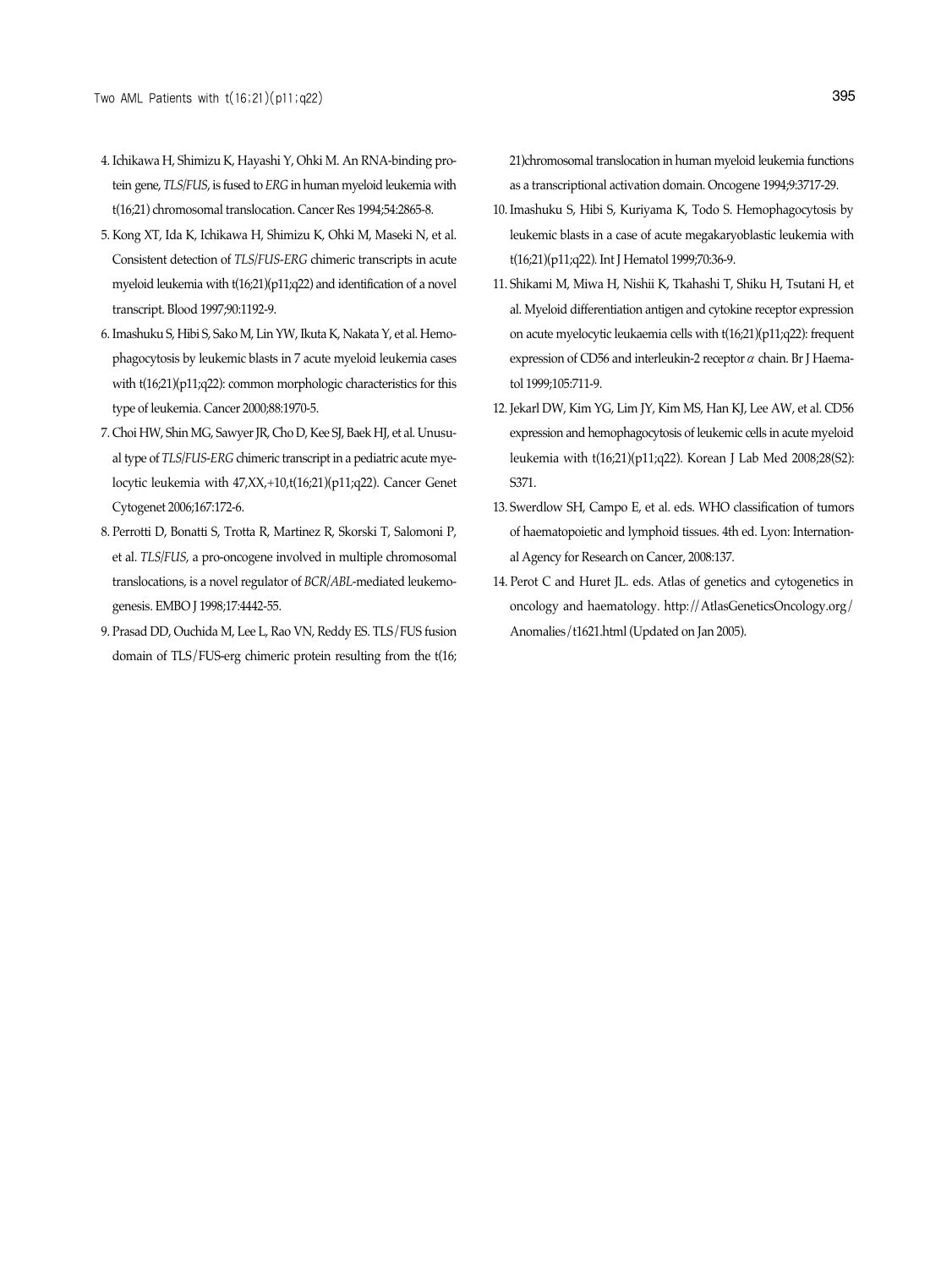4. Ichikawa H, Shimizu K, Hayashi Y, Ohki M. An RNA-binding protein gene, *TLS/FUS*, is fused to *ERG* in human myeloid leukemia with t(16;21) chromosomal translocation. Cancer Res 1994;54:2865-8.
5. Kong XT, Ida K, Ichikawa H, Shimizu K, Ohki M, Maseki N, et al. Consistent detection of *TLS/FUS-ERG* chimeric transcripts in acute myeloid leukemia with t(16;21)(p11;q22) and identification of a novel transcript. Blood 1997;90:1192-9.
6. Imashuku S, Hibi S, Sako M, Lin YW, Ikuta K, Nakata Y, et al. Hemophagocytosis by leukemic blasts in 7 acute myeloid leukemia cases with t(16;21)(p11;q22): common morphologic characteristics for this type of leukemia. Cancer 2000;88:1970-5.
7. Choi HW, Shin MG, Sawyer JR, Cho D, Kee SJ, Baek HJ, et al. Unusual type of *TLS/FUS-ERG* chimeric transcript in a pediatric acute myelocytic leukemia with 47,XX,+10,t(16;21)(p11;q22). Cancer Genet Cytogenet 2006;167:172-6.
8. Perrotti D, Bonatti S, Trotta R, Martinez R, Skorski T, Salomoni P, et al. *TLS/FUS*, a pro-oncogene involved in multiple chromosomal translocations, is a novel regulator of *BCR/ABL*-mediated leukemogenesis. EMBO J 1998;17:4442-55.
9. Prasad DD, Ouchida M, Lee L, Rao VN, Reddy ES. TLS/FUS fusion domain of TLS/FUS-erg chimeric protein resulting from the t(16;21)chromosomal translocation in human myeloid leukemia functions as a transcriptional activation domain. Oncogene 1994;9:3717-29.
10. Imashuku S, Hibi S, Kuriyama K, Todo S. Hemophagocytosis by leukemic blasts in a case of acute megakaryoblastic leukemia with t(16;21)(p11;q22). Int J Hematol 1999;70:36-9.
11. Shikami M, Miwa H, Nishii K, Tkahashi T, Shiku H, Tsutani H, et al. Myeloid differentiation antigen and cytokine receptor expression on acute myelocytic leukaemia cells with t(16;21)(p11;q22): frequent expression of CD56 and interleukin-2 receptor $\alpha$ chain. Br J Haematol 1999;105:711-9.
12. Jekarl DW, Kim YG, Lim JY, Kim MS, Han KJ, Lee AW, et al. CD56 expression and hemophagocytosis of leukemic cells in acute myeloid leukemia with t(16;21)(p11;q22). Korean J Lab Med 2008;28(S2):S371.
13. Swerdlow SH, Campo E, et al. eds. WHO classification of tumors of haematopoietic and lymphoid tissues. 4th ed. Lyon: International Agency for Research on Cancer, 2008:137.
14. Perot C and Huret JL. eds. Atlas of genetics and cytogenetics in oncology and haematology. http://AtlasGeneticsOncology.org/Anomalies/t1621.html (Updated on Jan 2005).